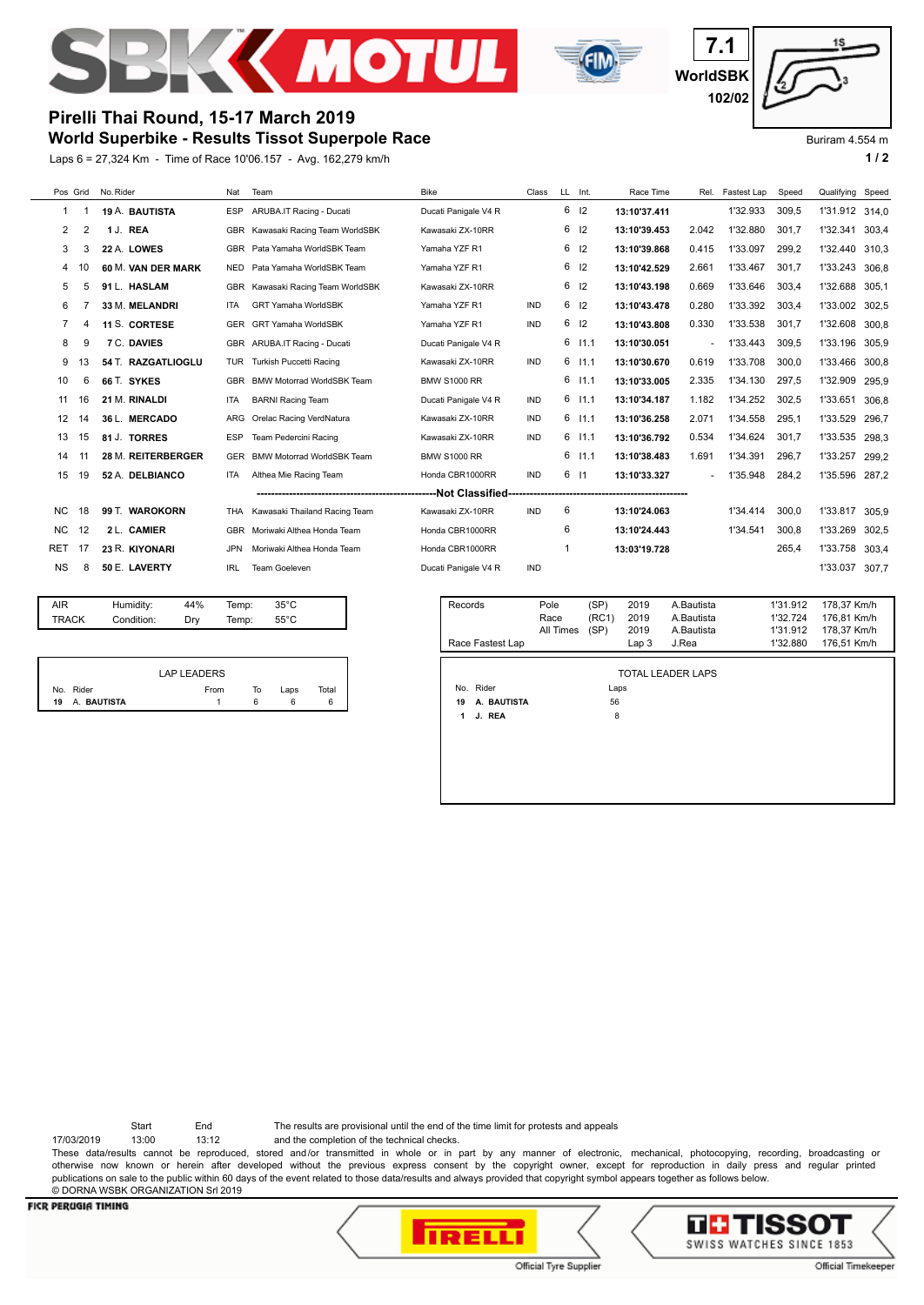# Pirelli Thai Round, 15-17 March 2019

## World Superbike - Results Tissot Superpole Race

7.1 WorldSBK 102/02

Buriram 4.554 m

Laps 6 = 27,324 Km - Time of Race 10'06.157 - Avg. 162,279 km/h

| Pos | Grid | No. Rider | Nat | Team | Bike | Class | LL | Int. | Race Time | Rel. | Fastest Lap | Speed | Qualifying | Speed |
|---|---|---|---|---|---|---|---|---|---|---|---|---|---|---|
| 1 | 1 | 19 A. **BAUTISTA** | ESP | ARUBA.IT Racing - Ducati | Ducati Panigale V4 R | | 6 | I2 | **13:10'37.411** | | 1'32.933 | 309,5 | 1'31.912 | 314,0 |
| 2 | 2 | 1 J. **REA** | GBR | Kawasaki Racing Team WorldSBK | Kawasaki ZX-10RR | | 6 | I2 | **13:10'39.453** | 2.042 | 1'32.880 | 301,7 | 1'32.341 | 303,4 |
| 3 | 3 | 22 A. **LOWES** | GBR | Pata Yamaha WorldSBK Team | Yamaha YZF R1 | | 6 | I2 | **13:10'39.868** | 0.415 | 1'33.097 | 299,2 | 1'32.440 | 310,3 |
| 4 | 10 | 60 M. **VAN DER MARK** | NED | Pata Yamaha WorldSBK Team | Yamaha YZF R1 | | 6 | I2 | **13:10'42.529** | 2.661 | 1'33.467 | 301,7 | 1'33.243 | 306,8 |
| 5 | 5 | 91 L. **HASLAM** | GBR | Kawasaki Racing Team WorldSBK | Kawasaki ZX-10RR | | 6 | I2 | **13:10'43.198** | 0.669 | 1'33.646 | 303,4 | 1'32.688 | 305,1 |
| 6 | 7 | 33 M. **MELANDRI** | ITA | GRT Yamaha WorldSBK | Yamaha YZF R1 | IND | 6 | I2 | **13:10'43.478** | 0.280 | 1'33.392 | 303,4 | 1'33.002 | 302,5 |
| 7 | 4 | 11 S. **CORTESE** | GER | GRT Yamaha WorldSBK | Yamaha YZF R1 | IND | 6 | I2 | **13:10'43.808** | 0.330 | 1'33.538 | 301,7 | 1'32.608 | 300,8 |
| 8 | 9 | 7 C. **DAVIES** | GBR | ARUBA.IT Racing - Ducati | Ducati Panigale V4 R | | 6 | I1.1 | **13:10'30.051** | - | 1'33.443 | 309,5 | 1'33.196 | 305,9 |
| 9 | 13 | 54 T. **RAZGATLIOGLU** | TUR | Turkish Puccetti Racing | Kawasaki ZX-10RR | IND | 6 | I1.1 | **13:10'30.670** | 0.619 | 1'33.708 | 300,0 | 1'33.466 | 300,8 |
| 10 | 6 | 66 T. **SYKES** | GBR | BMW Motorrad WorldSBK Team | BMW S1000 RR | | 6 | I1.1 | **13:10'33.005** | 2.335 | 1'34.130 | 297,5 | 1'32.909 | 295,9 |
| 11 | 16 | 21 M. **RINALDI** | ITA | BARNI Racing Team | Ducati Panigale V4 R | IND | 6 | I1.1 | **13:10'34.187** | 1.182 | 1'34.252 | 302,5 | 1'33.651 | 306,8 |
| 12 | 14 | 36 L. **MERCADO** | ARG | Orelac Racing VerdNatura | Kawasaki ZX-10RR | IND | 6 | I1.1 | **13:10'36.258** | 2.071 | 1'34.558 | 295,1 | 1'33.529 | 296,7 |
| 13 | 15 | 81 J. **TORRES** | ESP | Team Pedercini Racing | Kawasaki ZX-10RR | IND | 6 | I1.1 | **13:10'36.792** | 0.534 | 1'34.624 | 301,7 | 1'33.535 | 298,3 |
| 14 | 11 | 28 M. **REITERBERGER** | GER | BMW Motorrad WorldSBK Team | BMW S1000 RR | | 6 | I1.1 | **13:10'38.483** | 1.691 | 1'34.391 | 296,7 | 1'33.257 | 299,2 |
| 15 | 19 | 52 A. **DELBIANCO** | ITA | Althea Mie Racing Team | Honda CBR1000RR | IND | 6 | I1 | **13:10'33.327** | - | 1'35.948 | 284,2 | 1'35.596 | 287,2 |
| | | | | **Not Classified** | | | | | | | | | | |
| NC | 18 | 99 T. **WAROKORN** | THA | Kawasaki Thailand Racing Team | Kawasaki ZX-10RR | IND | 6 | | **13:10'24.063** | | 1'34.414 | 300,0 | 1'33.817 | 305,9 |
| NC | 12 | 2 L. **CAMIER** | GBR | Moriwaki Althea Honda Team | Honda CBR1000RR | | 6 | | **13:10'24.443** | | 1'34.541 | 300,8 | 1'33.269 | 302,5 |
| RET | 17 | 23 R. **KIYONARI** | JPN | Moriwaki Althea Honda Team | Honda CBR1000RR | | 1 | | **13:03'19.728** | | | 265,4 | 1'33.758 | 303,4 |
| NS | 8 | 50 E. **LAVERTY** | IRL | Team Goeleven | Ducati Panigale V4 R | IND | | | | | | | 1'33.037 | 307,7 |

| | | | | |
|---|---|---|---|---|
| AIR | Humidity: | 44% | Temp: | 35°C |
| TRACK | Condition: | Dry | Temp: | 55°C |

| Records | | | | | | |
|---|---|---|---|---|---|---|
| | Pole | (SP) | 2019 | A.Bautista | 1'31.912 | 178,37 Km/h |
| | Race | (RC1) | 2019 | A.Bautista | 1'32.724 | 176,81 Km/h |
| | All Times | (SP) | 2019 | A.Bautista | 1'31.912 | 178,37 Km/h |
| Race Fastest Lap | | | Lap 3 | J.Rea | 1'32.880 | 176,51 Km/h |

**LAP LEADERS**

| No. | Rider | From | To | Laps | Total |
|---|---|---|---|---|---|
| 19 | A. **BAUTISTA** | 1 | 6 | 6 | 6 |

**TOTAL LEADER LAPS**

| No. | Rider | Laps |
|---|---|---|
| 19 | A. **BAUTISTA** | 56 |
| 1 | J. **REA** | 8 |

| | Start | End |
|---|---|---|
| 17/03/2019 | 13:00 | 13:12 |

The results are provisional until the end of the time limit for protests and appeals and the completion of the technical checks.

These data/results cannot be reproduced, stored and/or transmitted in whole or in part by any manner of electronic, mechanical, photocopying, recording, broadcasting or otherwise now known or herein after developed without the previous express consent by the copyright owner, except for reproduction in daily press and regular printed publications on sale to the public within 60 days of the event related to those data/results and always provided that copyright symbol appears together as follows below.

© DORNA WSBK ORGANIZATION Srl 2019

FICR PERUGIA TIMING

Official Tyre Supplier — PIRELLI

Official Timekeeper — TISSOT SWISS WATCHES SINCE 1853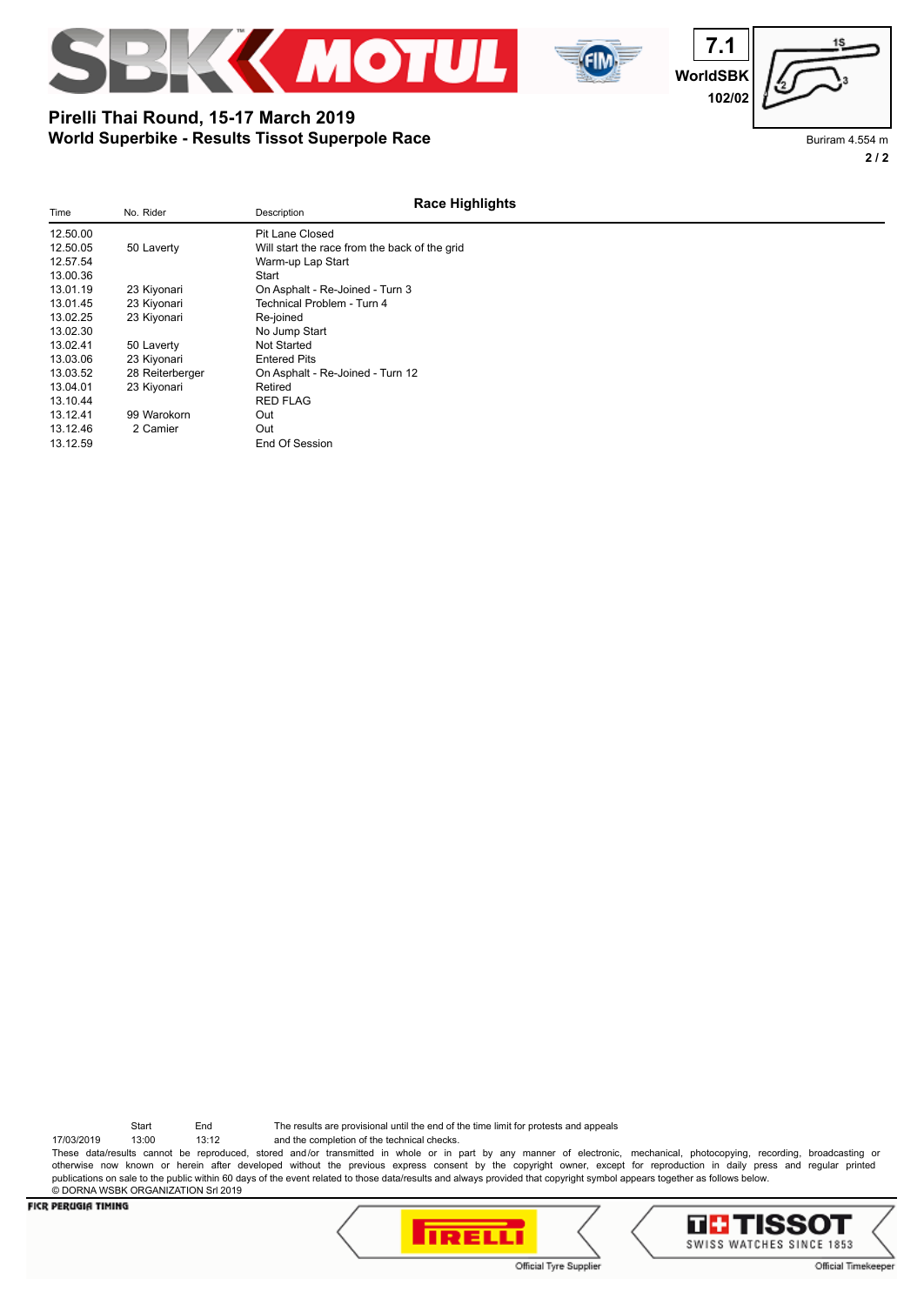## Pirelli Thai Round, 15-17 March 2019

## World Superbike - Results Tissot Superpole Race

7.1
WorldSBK
102/02

Buriram 4.554 m

### Race Highlights

| Time | No. Rider | Description |
|---|---|---|
| 12.50.00 | | Pit Lane Closed |
| 12.50.05 | 50 Laverty | Will start the race from the back of the grid |
| 12.57.54 | | Warm-up Lap Start |
| 13.00.36 | | Start |
| 13.01.19 | 23 Kiyonari | On Asphalt - Re-Joined - Turn 3 |
| 13.01.45 | 23 Kiyonari | Technical Problem - Turn 4 |
| 13.02.25 | 23 Kiyonari | Re-joined |
| 13.02.30 | | No Jump Start |
| 13.02.41 | 50 Laverty | Not Started |
| 13.03.06 | 23 Kiyonari | Entered Pits |
| 13.03.52 | 28 Reiterberger | On Asphalt - Re-Joined - Turn 12 |
| 13.04.01 | 23 Kiyonari | Retired |
| 13.10.44 | | RED FLAG |
| 13.12.41 | 99 Warokorn | Out |
| 13.12.46 | 2 Camier | Out |
| 13.12.59 | | End Of Session |

| | Start | End |
|---|---|---|
| 17/03/2019 | 13:00 | 13:12 |

The results are provisional until the end of the time limit for protests and appeals and the completion of the technical checks.

These data/results cannot be reproduced, stored and/or transmitted in whole or in part by any manner of electronic, mechanical, photocopying, recording, broadcasting or otherwise now known or herein after developed without the previous express consent by the copyright owner, except for reproduction in daily press and regular printed publications on sale to the public within 60 days of the event related to those data/results and always provided that copyright symbol appears together as follows below.

© DORNA WSBK ORGANIZATION Srl 2019

FICR PERUGIA TIMING

Official Tyre Supplier

Official Timekeeper